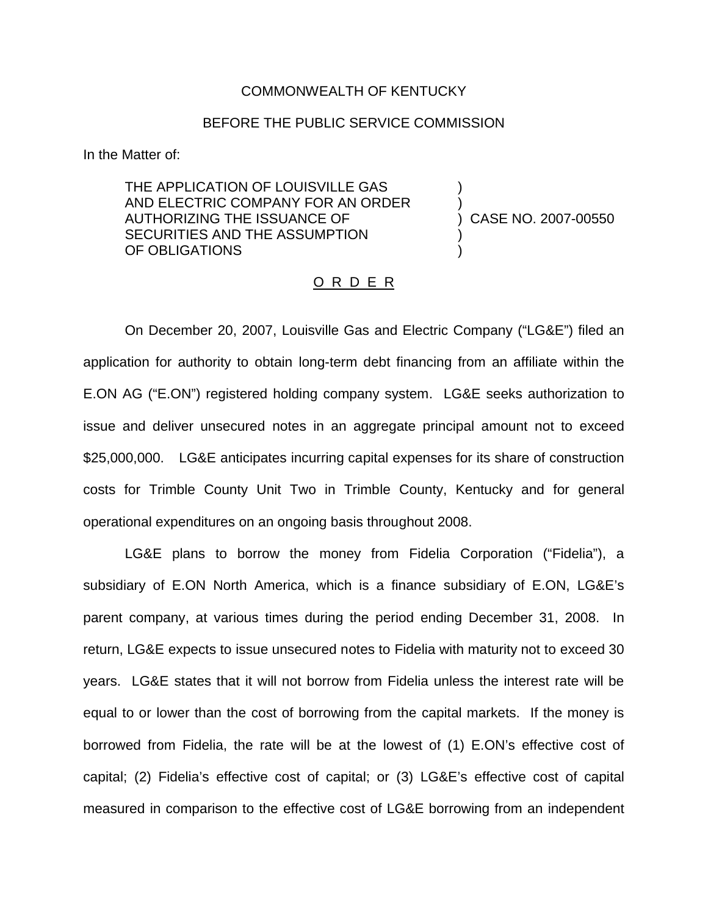COMMONWEALTH OF KENTUCKY

BEFORE THE PUBLIC SERVICE COMMISSION

In the Matter of:

THE APPLICATION OF LOUISVILLE GAS AND ELECTRIC COMPANY FOR AN ORDER AUTHORIZING THE ISSUANCE OF SECURITIES AND THE ASSUMPTION OF OBLIGATIONS ) CASE NO. 2007-00550

O R D E R

On December 20, 2007, Louisville Gas and Electric Company ("LG&E") filed an application for authority to obtain long-term debt financing from an affiliate within the E.ON AG ("E.ON") registered holding company system. LG&E seeks authorization to issue and deliver unsecured notes in an aggregate principal amount not to exceed $25,000,000. LG&E anticipates incurring capital expenses for its share of construction costs for Trimble County Unit Two in Trimble County, Kentucky and for general operational expenditures on an ongoing basis throughout 2008.

LG&E plans to borrow the money from Fidelia Corporation ("Fidelia"), a subsidiary of E.ON North America, which is a finance subsidiary of E.ON, LG&E's parent company, at various times during the period ending December 31, 2008. In return, LG&E expects to issue unsecured notes to Fidelia with maturity not to exceed 30 years. LG&E states that it will not borrow from Fidelia unless the interest rate will be equal to or lower than the cost of borrowing from the capital markets. If the money is borrowed from Fidelia, the rate will be at the lowest of (1) E.ON's effective cost of capital; (2) Fidelia's effective cost of capital; or (3) LG&E's effective cost of capital measured in comparison to the effective cost of LG&E borrowing from an independent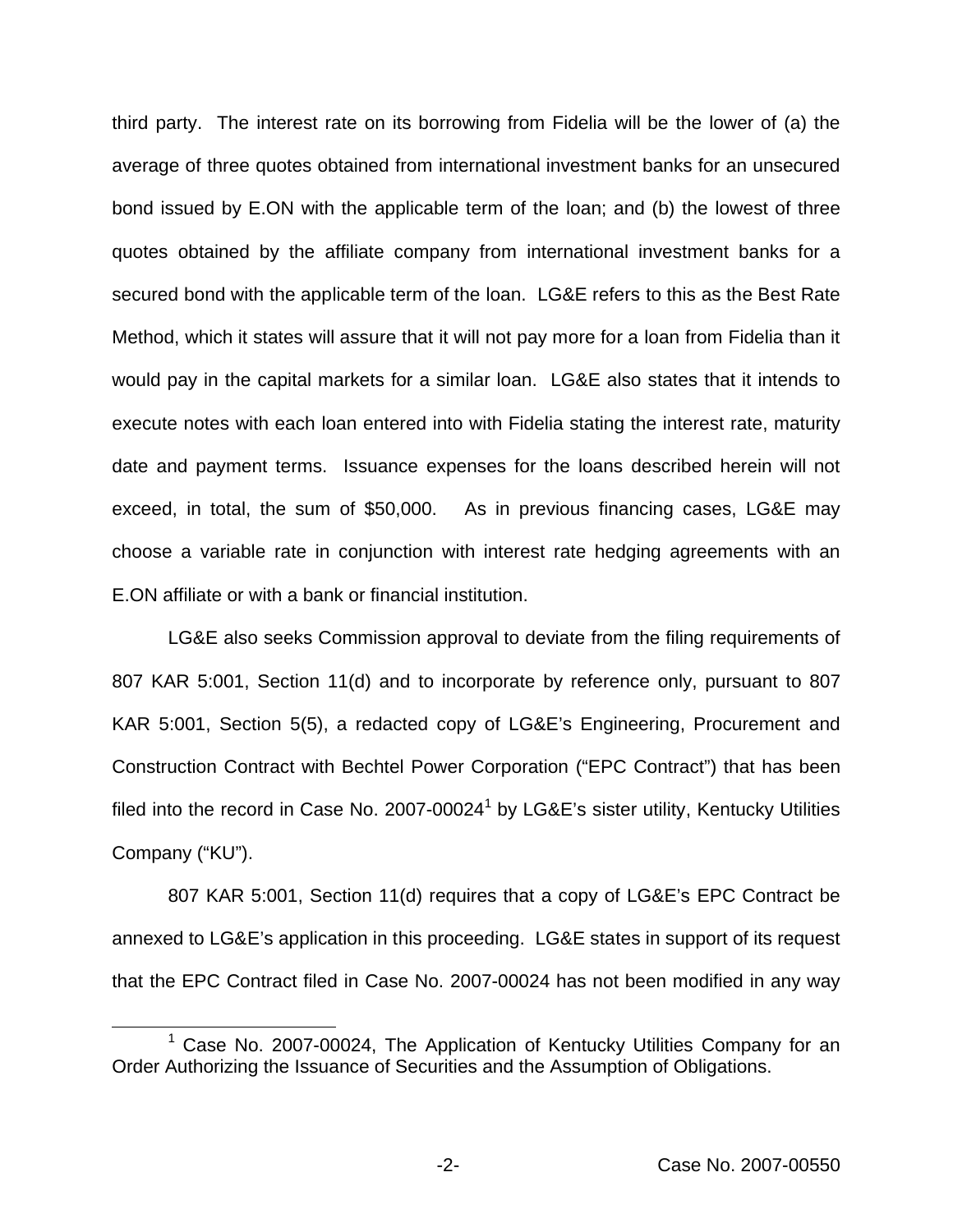third party. The interest rate on its borrowing from Fidelia will be the lower of (a) the average of three quotes obtained from international investment banks for an unsecured bond issued by E.ON with the applicable term of the loan; and (b) the lowest of three quotes obtained by the affiliate company from international investment banks for a secured bond with the applicable term of the loan. LG&E refers to this as the Best Rate Method, which it states will assure that it will not pay more for a loan from Fidelia than it would pay in the capital markets for a similar loan. LG&E also states that it intends to execute notes with each loan entered into with Fidelia stating the interest rate, maturity date and payment terms. Issuance expenses for the loans described herein will not exceed, in total, the sum of $50,000. As in previous financing cases, LG&E may choose a variable rate in conjunction with interest rate hedging agreements with an E.ON affiliate or with a bank or financial institution.

LG&E also seeks Commission approval to deviate from the filing requirements of 807 KAR 5:001, Section 11(d) and to incorporate by reference only, pursuant to 807 KAR 5:001, Section 5(5), a redacted copy of LG&E's Engineering, Procurement and Construction Contract with Bechtel Power Corporation ("EPC Contract") that has been filed into the record in Case No. 2007-00024[1] by LG&E's sister utility, Kentucky Utilities Company ("KU").

807 KAR 5:001, Section 11(d) requires that a copy of LG&E's EPC Contract be annexed to LG&E's application in this proceeding. LG&E states in support of its request that the EPC Contract filed in Case No. 2007-00024 has not been modified in any way

[1] Case No. 2007-00024, The Application of Kentucky Utilities Company for an Order Authorizing the Issuance of Securities and the Assumption of Obligations.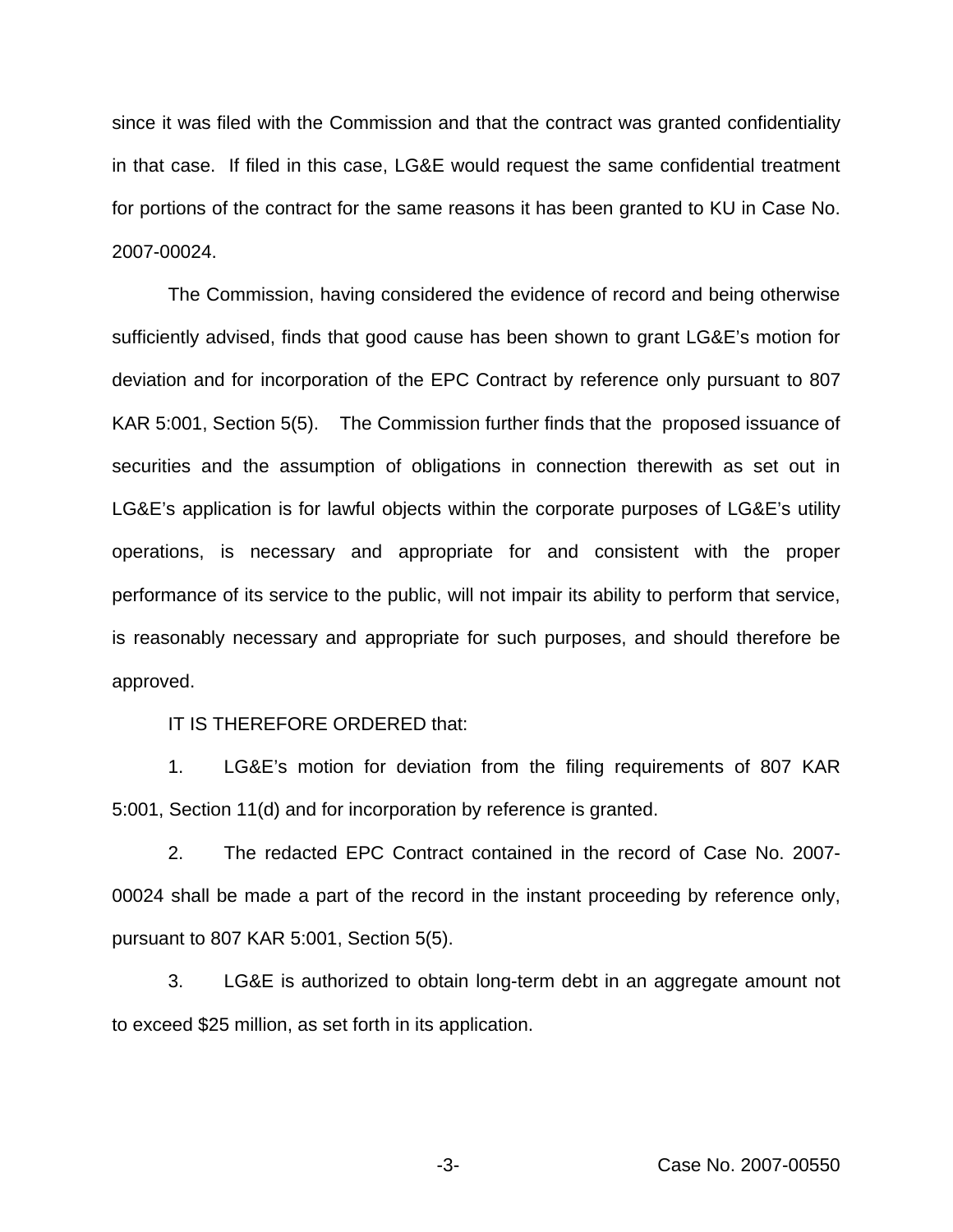since it was filed with the Commission and that the contract was granted confidentiality in that case. If filed in this case, LG&E would request the same confidential treatment for portions of the contract for the same reasons it has been granted to KU in Case No. 2007-00024.

The Commission, having considered the evidence of record and being otherwise sufficiently advised, finds that good cause has been shown to grant LG&E's motion for deviation and for incorporation of the EPC Contract by reference only pursuant to 807 KAR 5:001, Section 5(5). The Commission further finds that the proposed issuance of securities and the assumption of obligations in connection therewith as set out in LG&E's application is for lawful objects within the corporate purposes of LG&E's utility operations, is necessary and appropriate for and consistent with the proper performance of its service to the public, will not impair its ability to perform that service, is reasonably necessary and appropriate for such purposes, and should therefore be approved.

IT IS THEREFORE ORDERED that:

1. LG&E's motion for deviation from the filing requirements of 807 KAR 5:001, Section 11(d) and for incorporation by reference is granted.

2. The redacted EPC Contract contained in the record of Case No. 2007-00024 shall be made a part of the record in the instant proceeding by reference only, pursuant to 807 KAR 5:001, Section 5(5).

3. LG&E is authorized to obtain long-term debt in an aggregate amount not to exceed $25 million, as set forth in its application.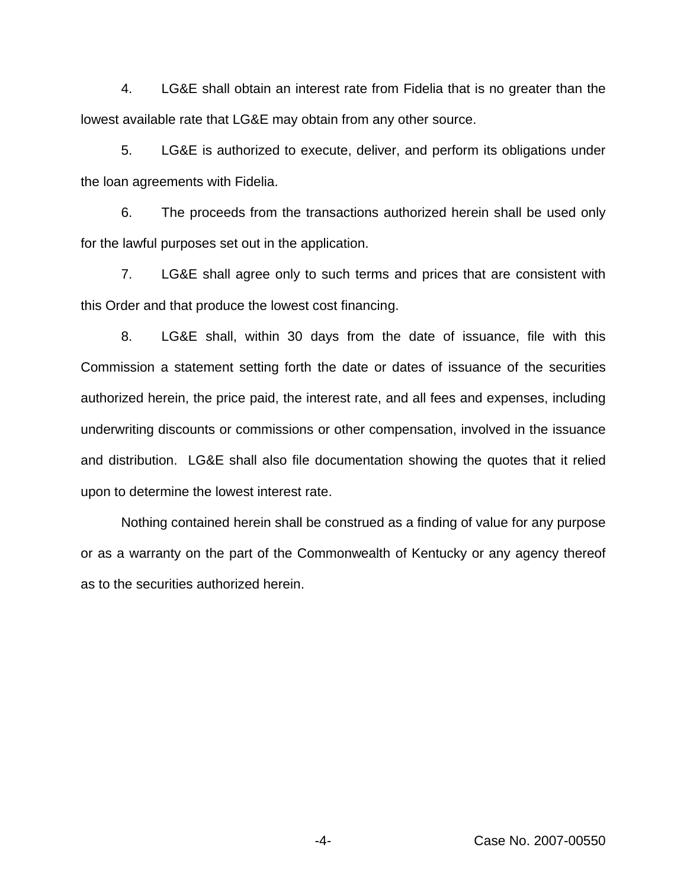4. LG&E shall obtain an interest rate from Fidelia that is no greater than the lowest available rate that LG&E may obtain from any other source.

5. LG&E is authorized to execute, deliver, and perform its obligations under the loan agreements with Fidelia.

6. The proceeds from the transactions authorized herein shall be used only for the lawful purposes set out in the application.

7. LG&E shall agree only to such terms and prices that are consistent with this Order and that produce the lowest cost financing.

8. LG&E shall, within 30 days from the date of issuance, file with this Commission a statement setting forth the date or dates of issuance of the securities authorized herein, the price paid, the interest rate, and all fees and expenses, including underwriting discounts or commissions or other compensation, involved in the issuance and distribution. LG&E shall also file documentation showing the quotes that it relied upon to determine the lowest interest rate.

Nothing contained herein shall be construed as a finding of value for any purpose or as a warranty on the part of the Commonwealth of Kentucky or any agency thereof as to the securities authorized herein.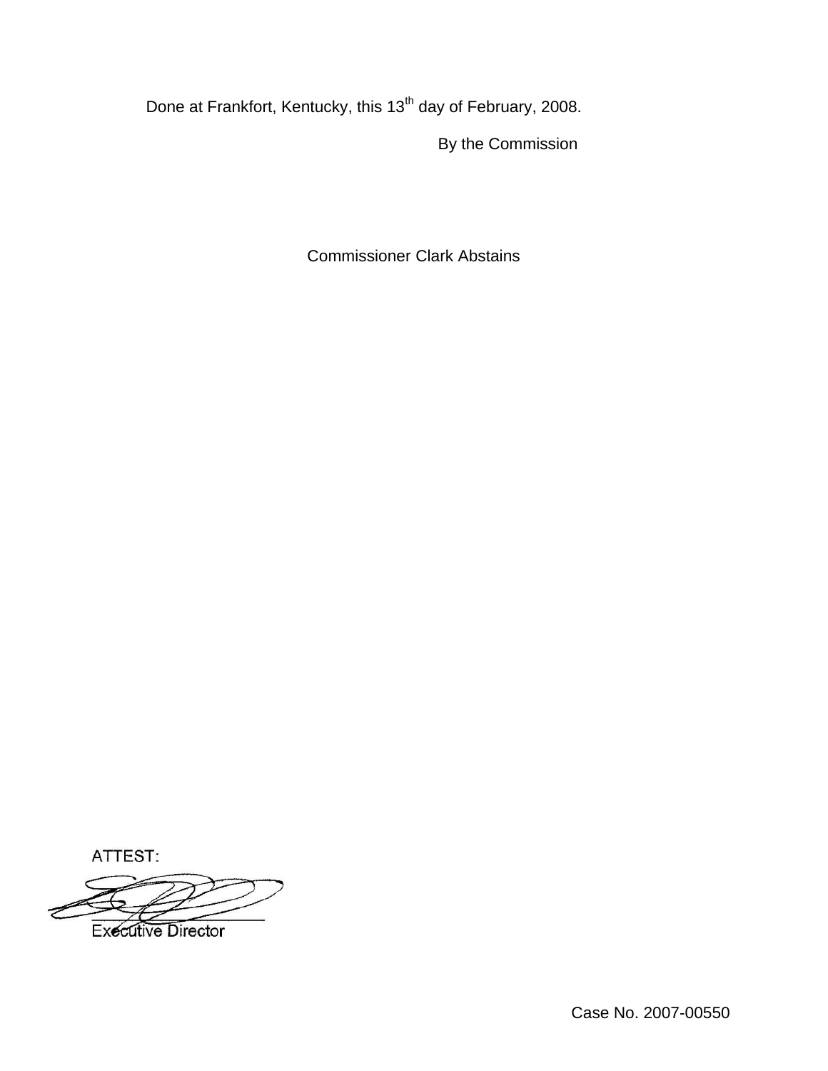Done at Frankfort, Kentucky, this 13th day of February, 2008.

By the Commission

Commissioner Clark Abstains

ATTEST:

Executive Director

Case No. 2007-00550